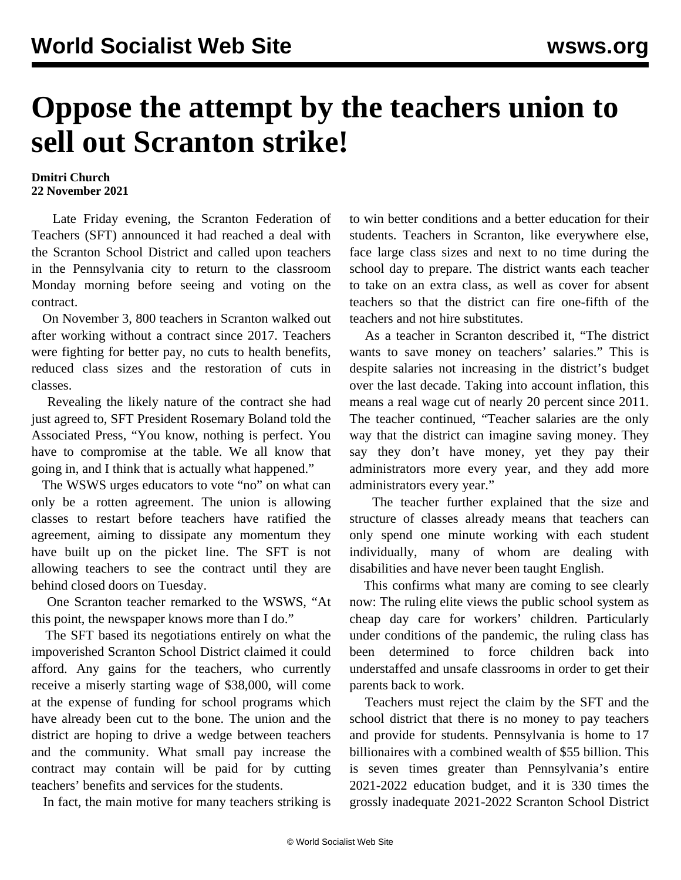# Oppose the attempt by the teachers union to sell out Scranton strike!

**Dmitri Church**
**22 November 2021**

Late Friday evening, the Scranton Federation of Teachers (SFT) announced it had reached a deal with the Scranton School District and called upon teachers in the Pennsylvania city to return to the classroom Monday morning before seeing and voting on the contract.

On November 3, 800 teachers in Scranton walked out after working without a contract since 2017. Teachers were fighting for better pay, no cuts to health benefits, reduced class sizes and the restoration of cuts in classes.

Revealing the likely nature of the contract she had just agreed to, SFT President Rosemary Boland told the Associated Press, "You know, nothing is perfect. You have to compromise at the table. We all know that going in, and I think that is actually what happened."

The WSWS urges educators to vote "no" on what can only be a rotten agreement. The union is allowing classes to restart before teachers have ratified the agreement, aiming to dissipate any momentum they have built up on the picket line. The SFT is not allowing teachers to see the contract until they are behind closed doors on Tuesday.

One Scranton teacher remarked to the WSWS, "At this point, the newspaper knows more than I do."

The SFT based its negotiations entirely on what the impoverished Scranton School District claimed it could afford. Any gains for the teachers, who currently receive a miserly starting wage of $38,000, will come at the expense of funding for school programs which have already been cut to the bone. The union and the district are hoping to drive a wedge between teachers and the community. What small pay increase the contract may contain will be paid for by cutting teachers' benefits and services for the students.

In fact, the main motive for many teachers striking is to win better conditions and a better education for their students. Teachers in Scranton, like everywhere else, face large class sizes and next to no time during the school day to prepare. The district wants each teacher to take on an extra class, as well as cover for absent teachers so that the district can fire one-fifth of the teachers and not hire substitutes.

As a teacher in Scranton described it, "The district wants to save money on teachers' salaries." This is despite salaries not increasing in the district's budget over the last decade. Taking into account inflation, this means a real wage cut of nearly 20 percent since 2011. The teacher continued, "Teacher salaries are the only way that the district can imagine saving money. They say they don't have money, yet they pay their administrators more every year, and they add more administrators every year."

The teacher further explained that the size and structure of classes already means that teachers can only spend one minute working with each student individually, many of whom are dealing with disabilities and have never been taught English.

This confirms what many are coming to see clearly now: The ruling elite views the public school system as cheap day care for workers' children. Particularly under conditions of the pandemic, the ruling class has been determined to force children back into understaffed and unsafe classrooms in order to get their parents back to work.

Teachers must reject the claim by the SFT and the school district that there is no money to pay teachers and provide for students. Pennsylvania is home to 17 billionaires with a combined wealth of $55 billion. This is seven times greater than Pennsylvania's entire 2021-2022 education budget, and it is 330 times the grossly inadequate 2021-2022 Scranton School District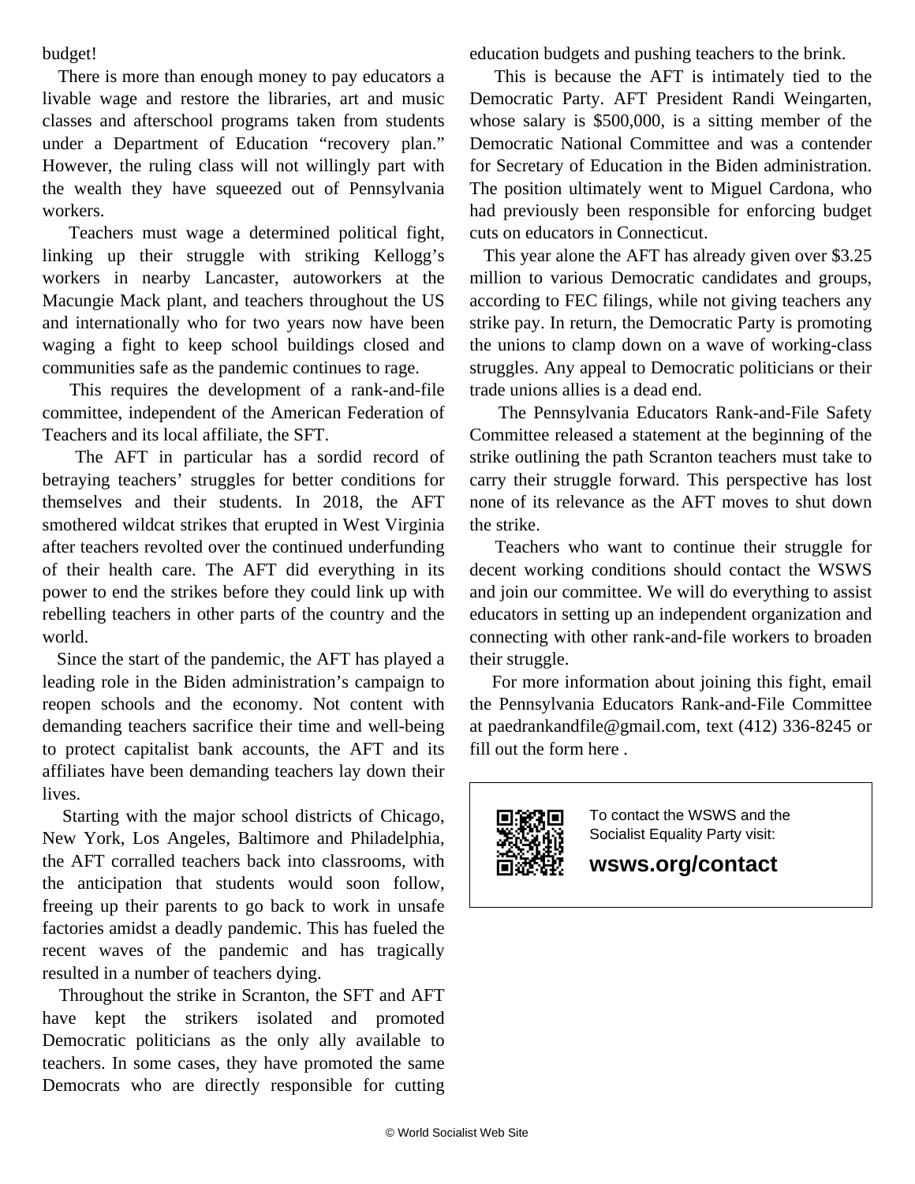budget!

There is more than enough money to pay educators a livable wage and restore the libraries, art and music classes and afterschool programs taken from students under a Department of Education "recovery plan." However, the ruling class will not willingly part with the wealth they have squeezed out of Pennsylvania workers.

Teachers must wage a determined political fight, linking up their struggle with striking Kellogg's workers in nearby Lancaster, autoworkers at the Macungie Mack plant, and teachers throughout the US and internationally who for two years now have been waging a fight to keep school buildings closed and communities safe as the pandemic continues to rage.

This requires the development of a rank-and-file committee, independent of the American Federation of Teachers and its local affiliate, the SFT.

The AFT in particular has a sordid record of betraying teachers' struggles for better conditions for themselves and their students. In 2018, the AFT smothered wildcat strikes that erupted in West Virginia after teachers revolted over the continued underfunding of their health care. The AFT did everything in its power to end the strikes before they could link up with rebelling teachers in other parts of the country and the world.

Since the start of the pandemic, the AFT has played a leading role in the Biden administration's campaign to reopen schools and the economy. Not content with demanding teachers sacrifice their time and well-being to protect capitalist bank accounts, the AFT and its affiliates have been demanding teachers lay down their lives.

Starting with the major school districts of Chicago, New York, Los Angeles, Baltimore and Philadelphia, the AFT corralled teachers back into classrooms, with the anticipation that students would soon follow, freeing up their parents to go back to work in unsafe factories amidst a deadly pandemic. This has fueled the recent waves of the pandemic and has tragically resulted in a number of teachers dying.

Throughout the strike in Scranton, the SFT and AFT have kept the strikers isolated and promoted Democratic politicians as the only ally available to teachers. In some cases, they have promoted the same Democrats who are directly responsible for cutting education budgets and pushing teachers to the brink.

This is because the AFT is intimately tied to the Democratic Party. AFT President Randi Weingarten, whose salary is $500,000, is a sitting member of the Democratic National Committee and was a contender for Secretary of Education in the Biden administration. The position ultimately went to Miguel Cardona, who had previously been responsible for enforcing budget cuts on educators in Connecticut.

This year alone the AFT has already given over $3.25 million to various Democratic candidates and groups, according to FEC filings, while not giving teachers any strike pay. In return, the Democratic Party is promoting the unions to clamp down on a wave of working-class struggles. Any appeal to Democratic politicians or their trade unions allies is a dead end.

The Pennsylvania Educators Rank-and-File Safety Committee released a statement at the beginning of the strike outlining the path Scranton teachers must take to carry their struggle forward. This perspective has lost none of its relevance as the AFT moves to shut down the strike.

Teachers who want to continue their struggle for decent working conditions should contact the WSWS and join our committee. We will do everything to assist educators in setting up an independent organization and connecting with other rank-and-file workers to broaden their struggle.

For more information about joining this fight, email the Pennsylvania Educators Rank-and-File Committee at paedrankandfile@gmail.com, text (412) 336-8245 or fill out the form here .

To contact the WSWS and the Socialist Equality Party visit:

**wsws.org/contact**